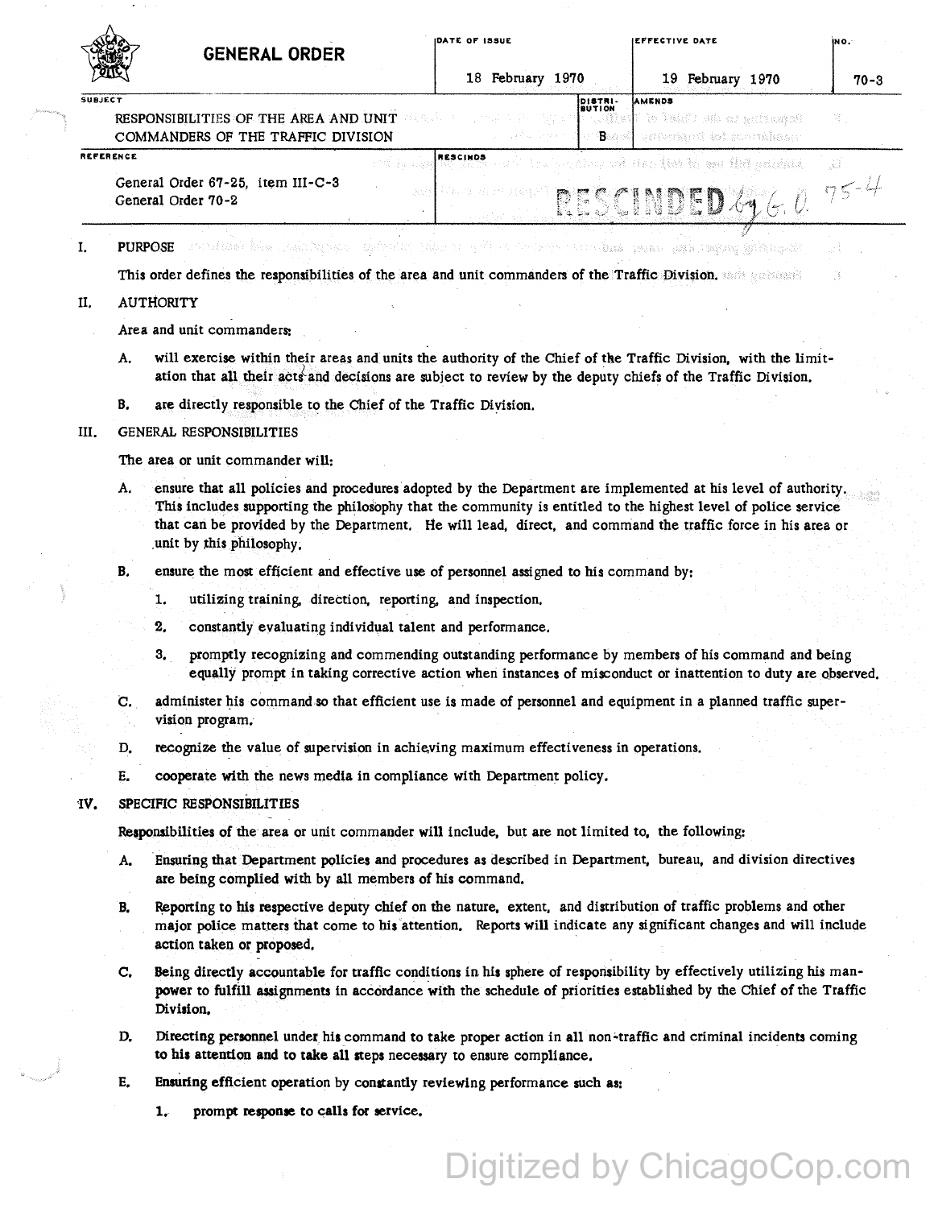# GENERAL ORDER

| DATE OF ISSUE | EFFECTIVE DATE | NO. |
|---|---|---|
| 18 February 1970 | 19 February 1970 | 70-3 |

| SUBJECT | DISTRIBUTION | AMENDS |
|---|---|---|
| RESPONSIBILITIES OF THE AREA AND UNIT COMMANDERS OF THE TRAFFIC DIVISION | B | |

| REFERENCE | RESCINDS |
|---|---|
| General Order 67-25, item III-C-3<br>General Order 70-2 | RESCINDED by G.O. 75-4 |

## I. PURPOSE

This order defines the responsibilities of the area and unit commanders of the Traffic Division.

## II. AUTHORITY

Area and unit commanders:

A. will exercise within their areas and units the authority of the Chief of the Traffic Division, with the limitation that all their acts and decisions are subject to review by the deputy chiefs of the Traffic Division.

B. are directly responsible to the Chief of the Traffic Division.

## III. GENERAL RESPONSIBILITIES

The area or unit commander will:

A. ensure that all policies and procedures adopted by the Department are implemented at his level of authority. This includes supporting the philosophy that the community is entitled to the highest level of police service that can be provided by the Department. He will lead, direct, and command the traffic force in his area or unit by this philosophy.

B. ensure the most efficient and effective use of personnel assigned to his command by:

1. utilizing training, direction, reporting, and inspection.
2. constantly evaluating individual talent and performance.
3. promptly recognizing and commending outstanding performance by members of his command and being equally prompt in taking corrective action when instances of misconduct or inattention to duty are observed.

C. administer his command so that efficient use is made of personnel and equipment in a planned traffic supervision program.

D. recognize the value of supervision in achieving maximum effectiveness in operations.

E. cooperate with the news media in compliance with Department policy.

## IV. SPECIFIC RESPONSIBILITIES

Responsibilities of the area or unit commander will include, but are not limited to, the following:

A. Ensuring that Department policies and procedures as described in Department, bureau, and division directives are being complied with by all members of his command.

B. Reporting to his respective deputy chief on the nature, extent, and distribution of traffic problems and other major police matters that come to his attention. Reports will indicate any significant changes and will include action taken or proposed.

C. Being directly accountable for traffic conditions in his sphere of responsibility by effectively utilizing his manpower to fulfill assignments in accordance with the schedule of priorities established by the Chief of the Traffic Division.

D. Directing personnel under his command to take proper action in all non-traffic and criminal incidents coming to his attention and to take all steps necessary to ensure compliance.

E. Ensuring efficient operation by constantly reviewing performance such as:

1. prompt response to calls for service.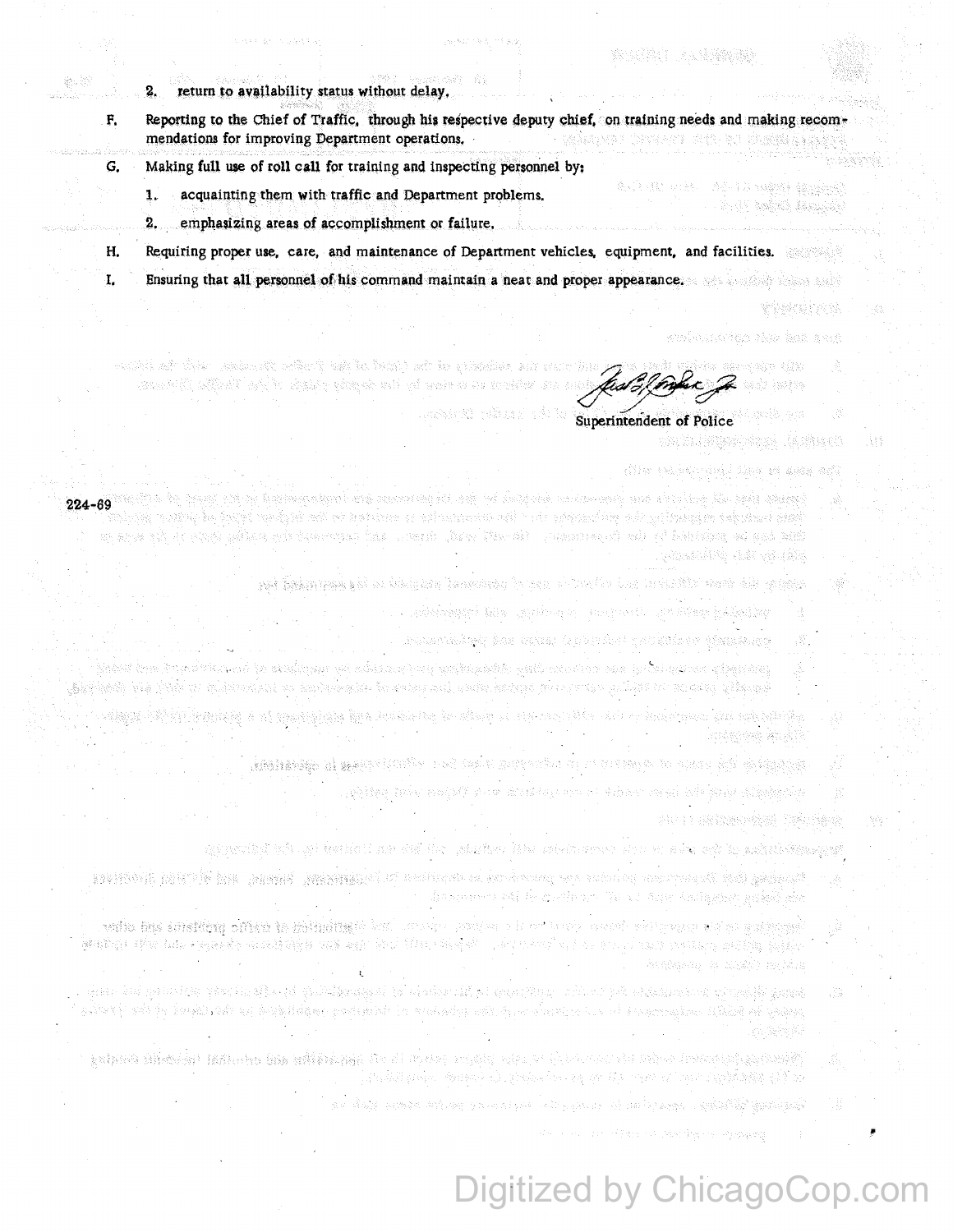2. return to availability status without delay.

F. Reporting to the Chief of Traffic, through his respective deputy chief, on training needs and making recommendations for improving Department operations.

G. Making full use of roll call for training and inspecting personnel by:

1. acquainting them with traffic and Department problems.
2. emphasizing areas of accomplishment or failure.

H. Requiring proper use, care, and maintenance of Department vehicles, equipment, and facilities.

I. Ensuring that all personnel of his command maintain a neat and proper appearance.

Superintendent of Police

224-69